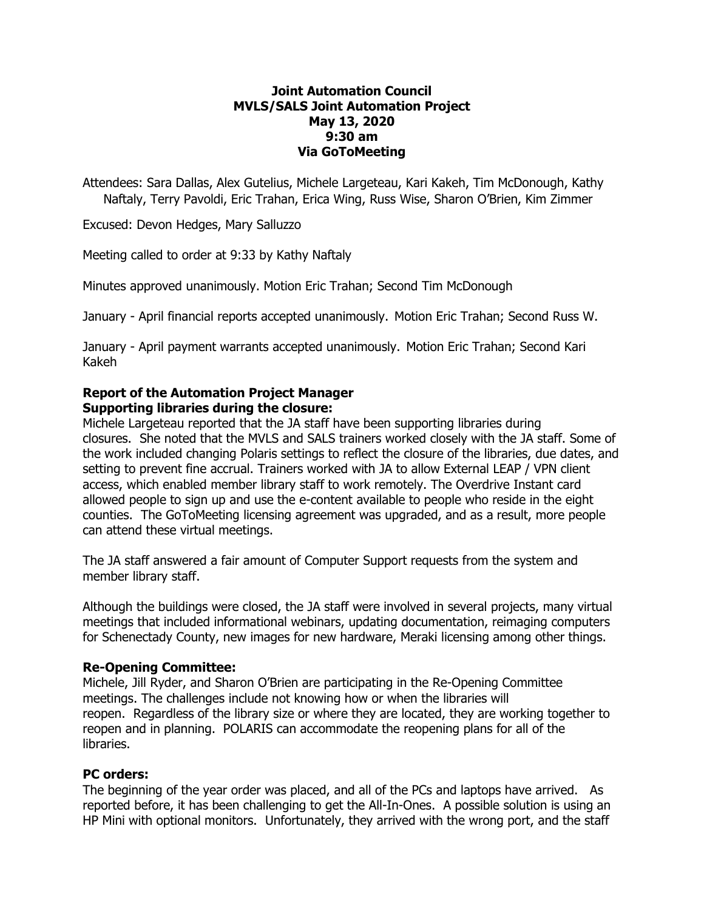# Joint Automation Council
# MVLS/SALS Joint Automation Project
# May 13, 2020
# 9:30 am
# Via GoToMeeting

Attendees: Sara Dallas, Alex Gutelius, Michele Largeteau, Kari Kakeh, Tim McDonough, Kathy Naftaly, Terry Pavoldi, Eric Trahan, Erica Wing, Russ Wise, Sharon O'Brien, Kim Zimmer

Excused: Devon Hedges, Mary Salluzzo

Meeting called to order at 9:33 by Kathy Naftaly

Minutes approved unanimously. Motion Eric Trahan; Second Tim McDonough

January - April financial reports accepted unanimously. Motion Eric Trahan; Second Russ W.

January - April payment warrants accepted unanimously. Motion Eric Trahan; Second Kari Kakeh

## Report of the Automation Project Manager

### Supporting libraries during the closure:

Michele Largeteau reported that the JA staff have been supporting libraries during closures. She noted that the MVLS and SALS trainers worked closely with the JA staff. Some of the work included changing Polaris settings to reflect the closure of the libraries, due dates, and setting to prevent fine accrual. Trainers worked with JA to allow External LEAP / VPN client access, which enabled member library staff to work remotely. The Overdrive Instant card allowed people to sign up and use the e-content available to people who reside in the eight counties. The GoToMeeting licensing agreement was upgraded, and as a result, more people can attend these virtual meetings.

The JA staff answered a fair amount of Computer Support requests from the system and member library staff.

Although the buildings were closed, the JA staff were involved in several projects, many virtual meetings that included informational webinars, updating documentation, reimaging computers for Schenectady County, new images for new hardware, Meraki licensing among other things.

### Re-Opening Committee:

Michele, Jill Ryder, and Sharon O'Brien are participating in the Re-Opening Committee meetings. The challenges include not knowing how or when the libraries will reopen. Regardless of the library size or where they are located, they are working together to reopen and in planning. POLARIS can accommodate the reopening plans for all of the libraries.

### PC orders:

The beginning of the year order was placed, and all of the PCs and laptops have arrived. As reported before, it has been challenging to get the All-In-Ones. A possible solution is using an HP Mini with optional monitors. Unfortunately, they arrived with the wrong port, and the staff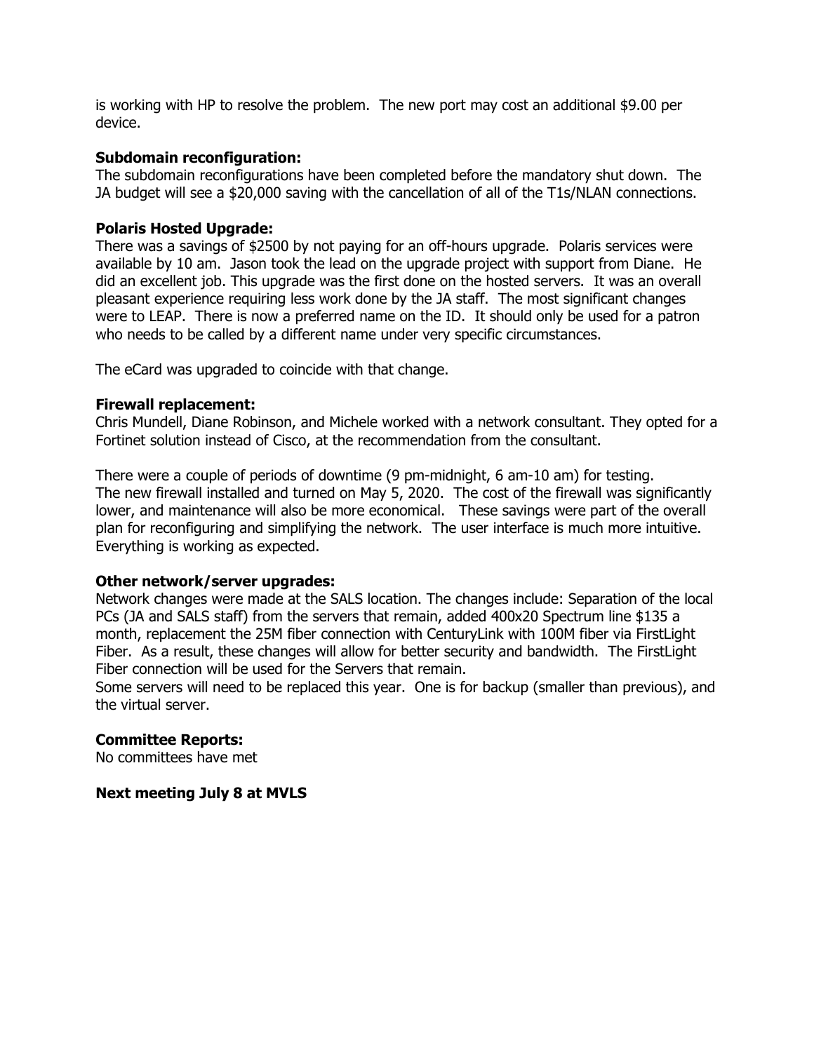is working with HP to resolve the problem. The new port may cost an additional $9.00 per device.

**Subdomain reconfiguration:**
The subdomain reconfigurations have been completed before the mandatory shut down. The JA budget will see a $20,000 saving with the cancellation of all of the T1s/NLAN connections.

**Polaris Hosted Upgrade:**
There was a savings of $2500 by not paying for an off-hours upgrade. Polaris services were available by 10 am. Jason took the lead on the upgrade project with support from Diane. He did an excellent job. This upgrade was the first done on the hosted servers. It was an overall pleasant experience requiring less work done by the JA staff. The most significant changes were to LEAP. There is now a preferred name on the ID. It should only be used for a patron who needs to be called by a different name under very specific circumstances.

The eCard was upgraded to coincide with that change.

**Firewall replacement:**
Chris Mundell, Diane Robinson, and Michele worked with a network consultant. They opted for a Fortinet solution instead of Cisco, at the recommendation from the consultant.

There were a couple of periods of downtime (9 pm-midnight, 6 am-10 am) for testing. The new firewall installed and turned on May 5, 2020. The cost of the firewall was significantly lower, and maintenance will also be more economical. These savings were part of the overall plan for reconfiguring and simplifying the network. The user interface is much more intuitive. Everything is working as expected.

**Other network/server upgrades:**
Network changes were made at the SALS location. The changes include: Separation of the local PCs (JA and SALS staff) from the servers that remain, added 400x20 Spectrum line $135 a month, replacement the 25M fiber connection with CenturyLink with 100M fiber via FirstLight Fiber. As a result, these changes will allow for better security and bandwidth. The FirstLight Fiber connection will be used for the Servers that remain.
Some servers will need to be replaced this year. One is for backup (smaller than previous), and the virtual server.

**Committee Reports:**
No committees have met

**Next meeting July 8 at MVLS**